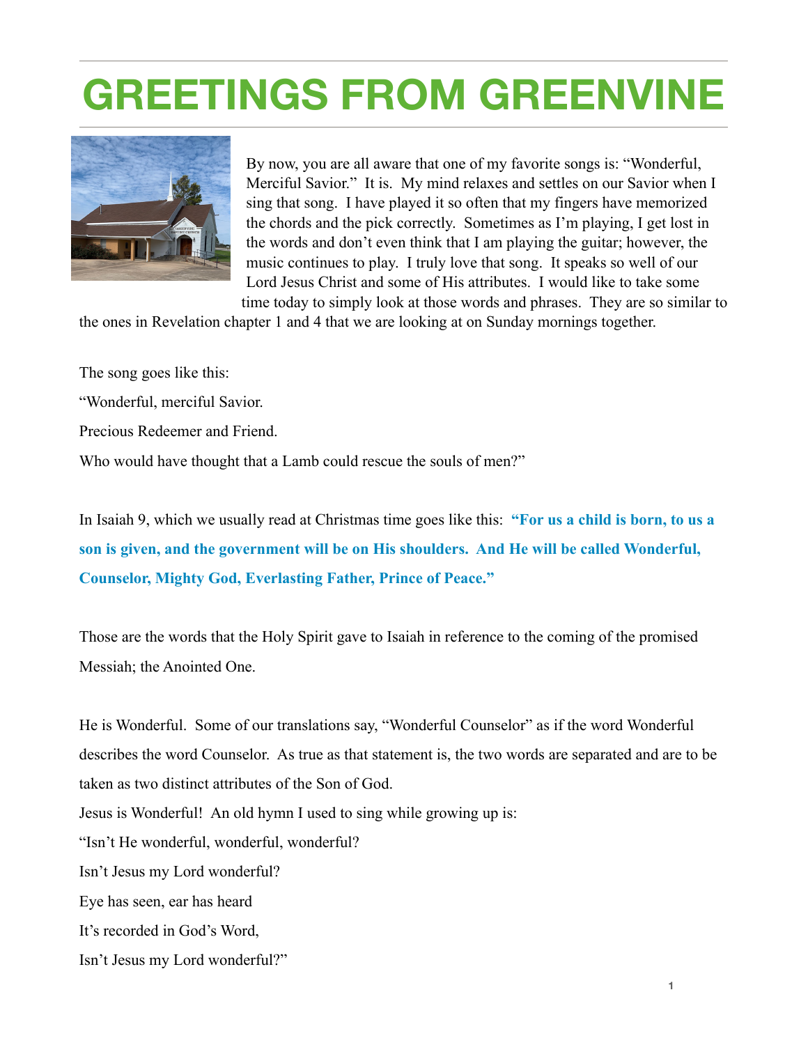# GREETINGS FROM GREENVINE

By now, you are all aware that one of my favorite songs is: "Wonderful, Merciful Savior." It is. My mind relaxes and settles on our Savior when I sing that song. I have played it so often that my fingers have memorized the chords and the pick correctly. Sometimes as I'm playing, I get lost in the words and don't even think that I am playing the guitar; however, the music continues to play. I truly love that song. It speaks so well of our Lord Jesus Christ and some of His attributes. I would like to take some time today to simply look at those words and phrases. They are so similar to the ones in Revelation chapter 1 and 4 that we are looking at on Sunday mornings together.

The song goes like this:

"Wonderful, merciful Savior.

Precious Redeemer and Friend.

Who would have thought that a Lamb could rescue the souls of men?"

In Isaiah 9, which we usually read at Christmas time goes like this: **"For us a child is born, to us a son is given, and the government will be on His shoulders. And He will be called Wonderful, Counselor, Mighty God, Everlasting Father, Prince of Peace."**

Those are the words that the Holy Spirit gave to Isaiah in reference to the coming of the promised Messiah; the Anointed One.

He is Wonderful. Some of our translations say, "Wonderful Counselor" as if the word Wonderful describes the word Counselor. As true as that statement is, the two words are separated and are to be taken as two distinct attributes of the Son of God.

Jesus is Wonderful! An old hymn I used to sing while growing up is:

"Isn't He wonderful, wonderful, wonderful?

Isn't Jesus my Lord wonderful?

Eye has seen, ear has heard

It's recorded in God's Word,

Isn't Jesus my Lord wonderful?"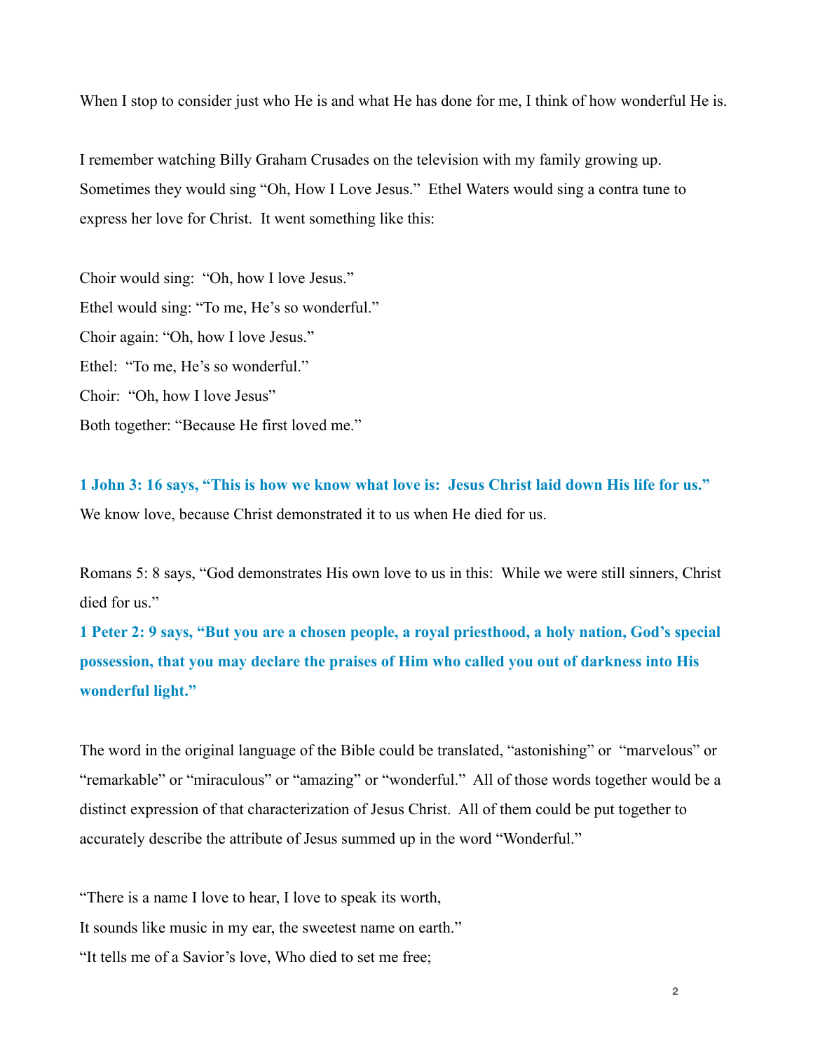When I stop to consider just who He is and what He has done for me, I think of how wonderful He is.

I remember watching Billy Graham Crusades on the television with my family growing up. Sometimes they would sing "Oh, How I Love Jesus." Ethel Waters would sing a contra tune to express her love for Christ. It went something like this:

Choir would sing: "Oh, how I love Jesus."  
Ethel would sing: "To me, He's so wonderful."  
Choir again: "Oh, how I love Jesus."  
Ethel: "To me, He's so wonderful."  
Choir: "Oh, how I love Jesus"  
Both together: "Because He first loved me."

**1 John 3: 16 says, "This is how we know what love is: Jesus Christ laid down His life for us."** We know love, because Christ demonstrated it to us when He died for us.

Romans 5: 8 says, "God demonstrates His own love to us in this: While we were still sinners, Christ died for us."

**1 Peter 2: 9 says, "But you are a chosen people, a royal priesthood, a holy nation, God's special possession, that you may declare the praises of Him who called you out of darkness into His wonderful light."**

The word in the original language of the Bible could be translated, "astonishing" or "marvelous" or "remarkable" or "miraculous" or "amazing" or "wonderful." All of those words together would be a distinct expression of that characterization of Jesus Christ. All of them could be put together to accurately describe the attribute of Jesus summed up in the word "Wonderful."

"There is a name I love to hear, I love to speak its worth,  
It sounds like music in my ear, the sweetest name on earth."  
"It tells me of a Savior's love, Who died to set me free;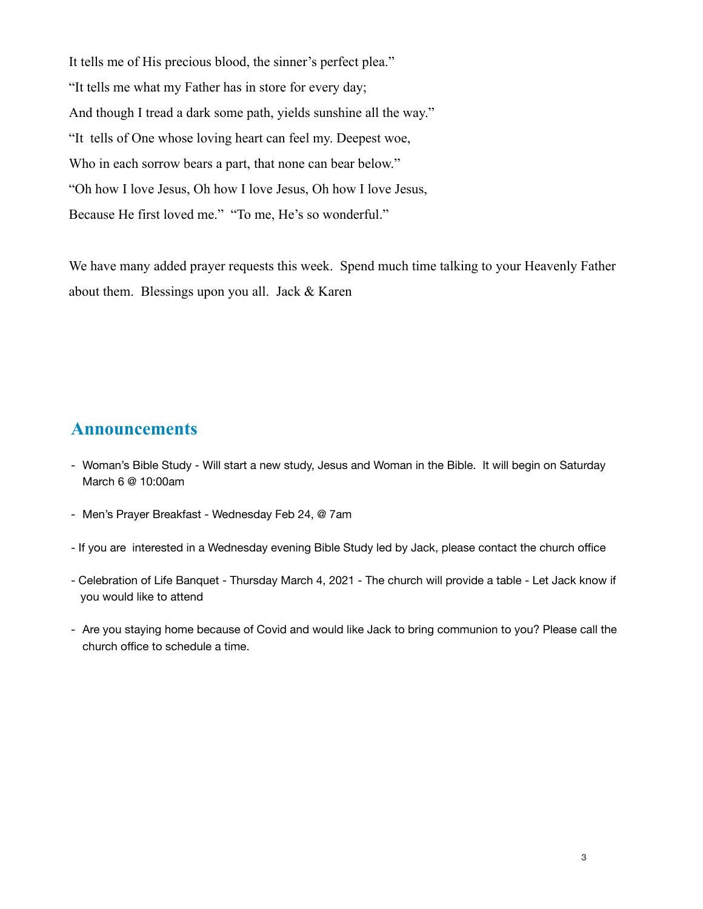It tells me of His precious blood, the sinner's perfect plea."

"It tells me what my Father has in store for every day;

And though I tread a dark some path, yields sunshine all the way."

"It tells of One whose loving heart can feel my. Deepest woe,

Who in each sorrow bears a part, that none can bear below."

"Oh how I love Jesus, Oh how I love Jesus, Oh how I love Jesus,

Because He first loved me." "To me, He's so wonderful."

We have many added prayer requests this week. Spend much time talking to your Heavenly Father about them. Blessings upon you all. Jack & Karen

## Announcements

- Woman's Bible Study - Will start a new study, Jesus and Woman in the Bible. It will begin on Saturday March 6 @ 10:00am

- Men's Prayer Breakfast - Wednesday Feb 24, @ 7am

- If you are interested in a Wednesday evening Bible Study led by Jack, please contact the church office

- Celebration of Life Banquet - Thursday March 4, 2021 - The church will provide a table - Let Jack know if you would like to attend

- Are you staying home because of Covid and would like Jack to bring communion to you? Please call the church office to schedule a time.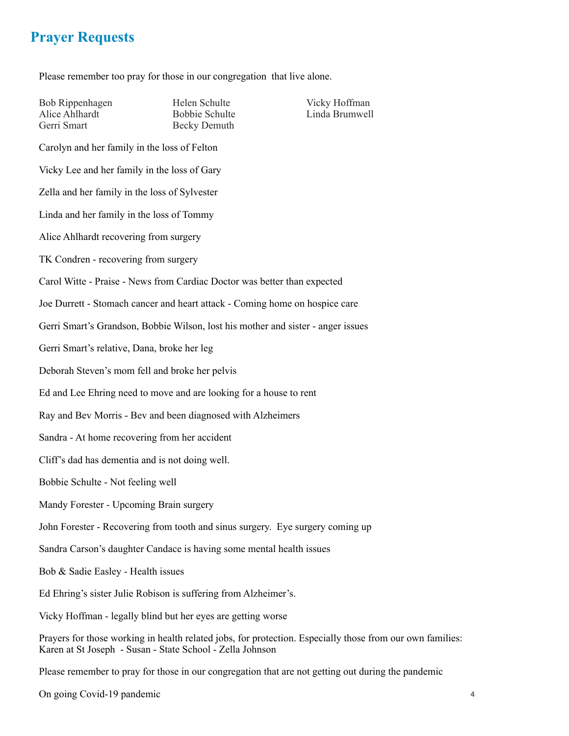## Prayer Requests

Please remember too pray for those in our congregation that live alone.

Bob Rippenhagen
Alice Ahlhardt
Gerri Smart
Helen Schulte
Bobbie Schulte
Becky Demuth
Vicky Hoffman
Linda Brumwell

Carolyn and her family in the loss of Felton

Vicky Lee and her family in the loss of Gary

Zella and her family in the loss of Sylvester

Linda and her family in the loss of Tommy

Alice Ahlhardt recovering from surgery

TK Condren - recovering from surgery

Carol Witte - Praise - News from Cardiac Doctor was better than expected

Joe Durrett - Stomach cancer and heart attack - Coming home on hospice care

Gerri Smart's Grandson, Bobbie Wilson, lost his mother and sister - anger issues

Gerri Smart's relative, Dana, broke her leg

Deborah Steven's mom fell and broke her pelvis

Ed and Lee Ehring need to move and are looking for a house to rent

Ray and Bev Morris - Bev and been diagnosed with Alzheimers

Sandra - At home recovering from her accident

Cliff's dad has dementia and is not doing well.

Bobbie Schulte - Not feeling well

Mandy Forester - Upcoming Brain surgery

John Forester - Recovering from tooth and sinus surgery. Eye surgery coming up

Sandra Carson's daughter Candace is having some mental health issues

Bob & Sadie Easley - Health issues

Ed Ehring's sister Julie Robison is suffering from Alzheimer's.

Vicky Hoffman - legally blind but her eyes are getting worse

Prayers for those working in health related jobs, for protection. Especially those from our own families:
Karen at St Joseph - Susan - State School - Zella Johnson

Please remember to pray for those in our congregation that are not getting out during the pandemic

On going Covid-19 pandemic